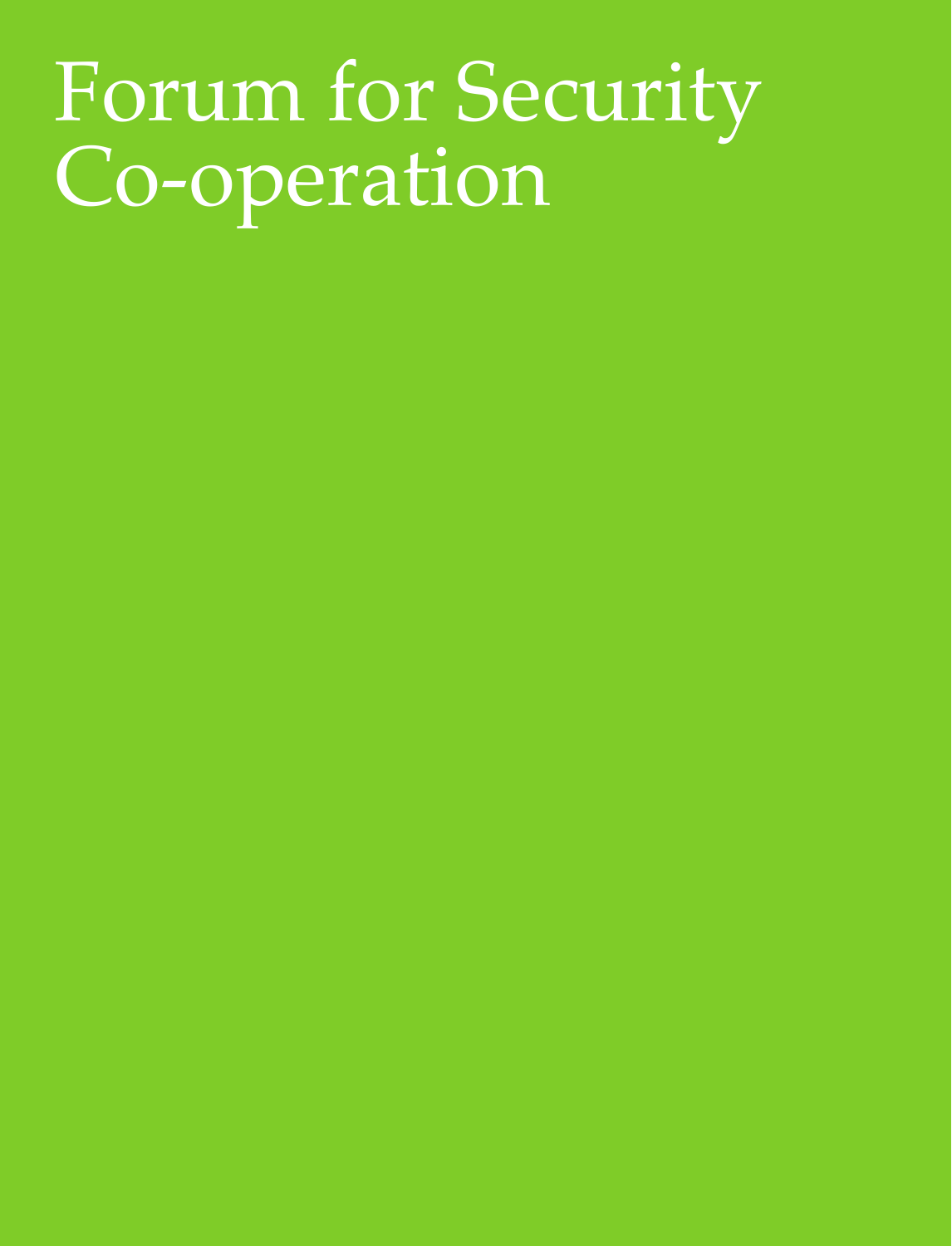# Forum for Security Co-operation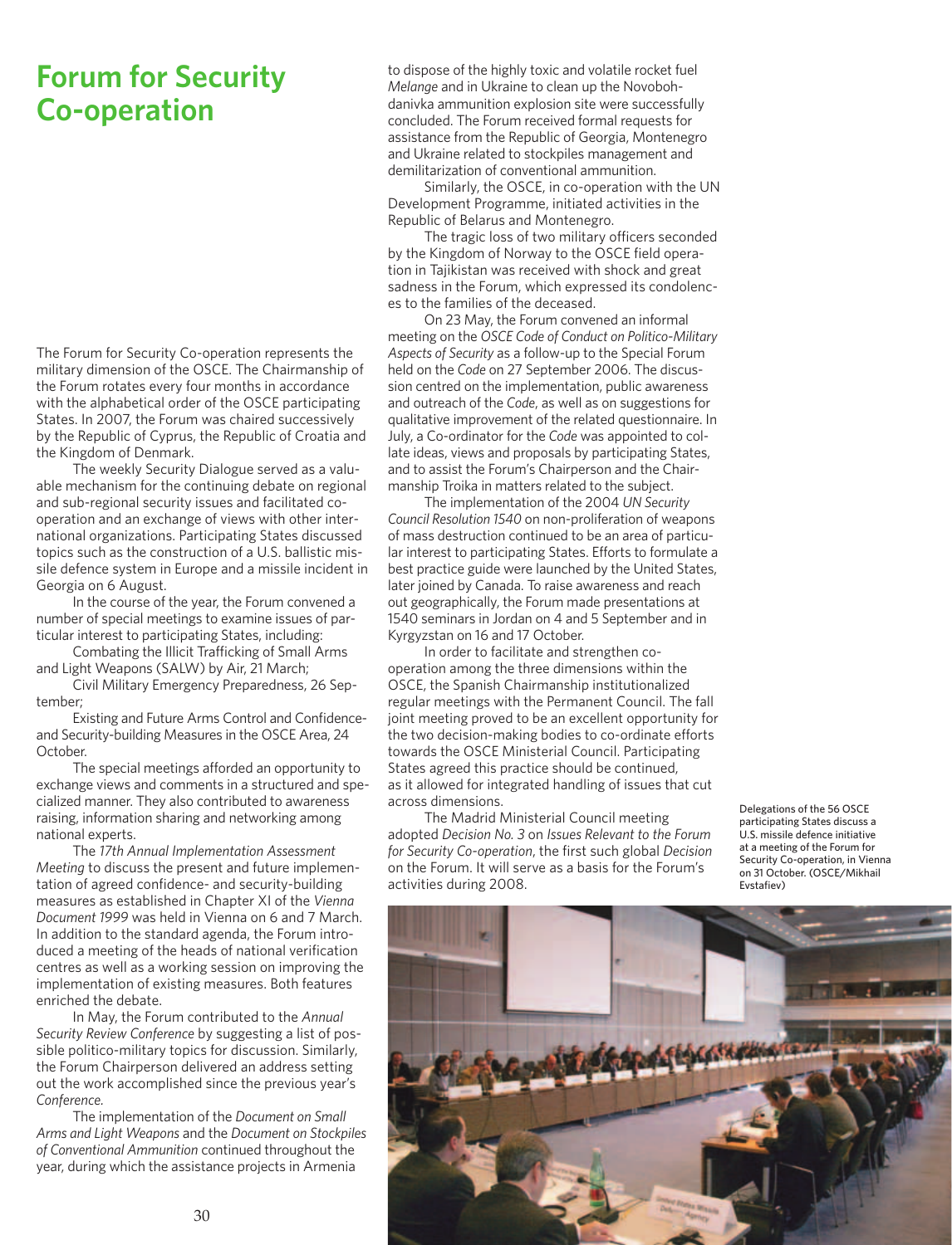# Forum for Security Co-operation

The Forum for Security Co-operation represents the military dimension of the OSCE. The Chairmanship of the Forum rotates every four months in accordance with the alphabetical order of the OSCE participating States. In 2007, the Forum was chaired successively by the Republic of Cyprus, the Republic of Croatia and the Kingdom of Denmark.

The weekly Security Dialogue served as a valuable mechanism for the continuing debate on regional and sub-regional security issues and facilitated co-operation and an exchange of views with other international organizations. Participating States discussed topics such as the construction of a U.S. ballistic missile defence system in Europe and a missile incident in Georgia on 6 August.

In the course of the year, the Forum convened a number of special meetings to examine issues of particular interest to participating States, including:

Combating the Illicit Trafficking of Small Arms and Light Weapons (SALW) by Air, 21 March;

Civil Military Emergency Preparedness, 26 September;

Existing and Future Arms Control and Confidence- and Security-building Measures in the OSCE Area, 24 October.

The special meetings afforded an opportunity to exchange views and comments in a structured and specialized manner. They also contributed to awareness raising, information sharing and networking among national experts.

The *17th Annual Implementation Assessment Meeting* to discuss the present and future implementation of agreed confidence- and security-building measures as established in Chapter XI of the *Vienna Document 1999* was held in Vienna on 6 and 7 March. In addition to the standard agenda, the Forum introduced a meeting of the heads of national verification centres as well as a working session on improving the implementation of existing measures. Both features enriched the debate.

In May, the Forum contributed to the *Annual Security Review Conference* by suggesting a list of possible politico-military topics for discussion. Similarly, the Forum Chairperson delivered an address setting out the work accomplished since the previous year's *Conference*.

The implementation of the *Document on Small Arms and Light Weapons* and the *Document on Stockpiles of Conventional Ammunition* continued throughout the year, during which the assistance projects in Armenia to dispose of the highly toxic and volatile rocket fuel *Melange* and in Ukraine to clean up the Novobohdanivka ammunition explosion site were successfully concluded. The Forum received formal requests for assistance from the Republic of Georgia, Montenegro and Ukraine related to stockpiles management and demilitarization of conventional ammunition.

Similarly, the OSCE, in co-operation with the UN Development Programme, initiated activities in the Republic of Belarus and Montenegro.

The tragic loss of two military officers seconded by the Kingdom of Norway to the OSCE field operation in Tajikistan was received with shock and great sadness in the Forum, which expressed its condolences to the families of the deceased.

On 23 May, the Forum convened an informal meeting on the *OSCE Code of Conduct on Politico-Military Aspects of Security* as a follow-up to the Special Forum held on the *Code* on 27 September 2006. The discussion centred on the implementation, public awareness and outreach of the *Code*, as well as on suggestions for qualitative improvement of the related questionnaire. In July, a Co-ordinator for the *Code* was appointed to collate ideas, views and proposals by participating States, and to assist the Forum's Chairperson and the Chairmanship Troika in matters related to the subject.

The implementation of the 2004 *UN Security Council Resolution 1540* on non-proliferation of weapons of mass destruction continued to be an area of particular interest to participating States. Efforts to formulate a best practice guide were launched by the United States, later joined by Canada. To raise awareness and reach out geographically, the Forum made presentations at 1540 seminars in Jordan on 4 and 5 September and in Kyrgyzstan on 16 and 17 October.

In order to facilitate and strengthen co-operation among the three dimensions within the OSCE, the Spanish Chairmanship institutionalized regular meetings with the Permanent Council. The fall joint meeting proved to be an excellent opportunity for the two decision-making bodies to co-ordinate efforts towards the OSCE Ministerial Council. Participating States agreed this practice should be continued, as it allowed for integrated handling of issues that cut across dimensions.

The Madrid Ministerial Council meeting adopted *Decision No. 3* on *Issues Relevant to the Forum for Security Co-operation*, the first such global *Decision* on the Forum. It will serve as a basis for the Forum's activities during 2008.

Delegations of the 56 OSCE participating States discuss a U.S. missile defence initiative at a meeting of the Forum for Security Co-operation, in Vienna on 31 October. (OSCE/Mikhail Evstafiev)